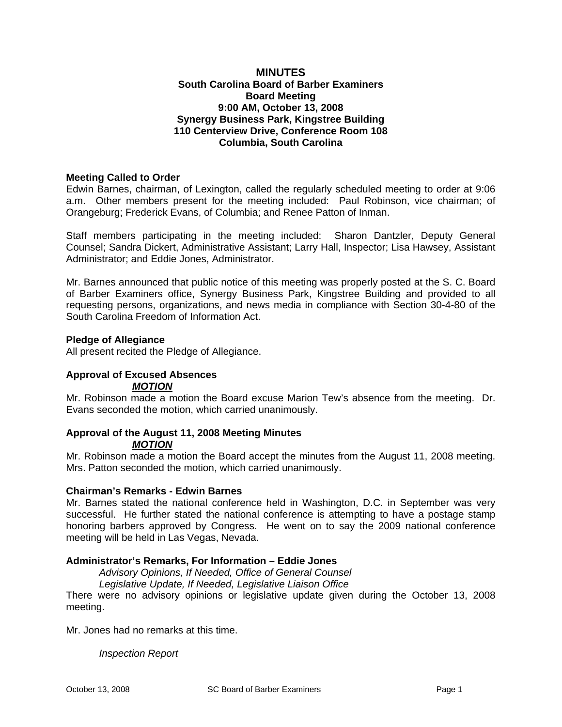# MINUTES

## South Carolina Board of Barber Examiners
## Board Meeting
## 9:00 AM, October 13, 2008
## Synergy Business Park, Kingstree Building
## 110 Centerview Drive, Conference Room 108
## Columbia, South Carolina

**Meeting Called to Order**

Edwin Barnes, chairman, of Lexington, called the regularly scheduled meeting to order at 9:06 a.m. Other members present for the meeting included: Paul Robinson, vice chairman; of Orangeburg; Frederick Evans, of Columbia; and Renee Patton of Inman.

Staff members participating in the meeting included: Sharon Dantzler, Deputy General Counsel; Sandra Dickert, Administrative Assistant; Larry Hall, Inspector; Lisa Hawsey, Assistant Administrator; and Eddie Jones, Administrator.

Mr. Barnes announced that public notice of this meeting was properly posted at the S. C. Board of Barber Examiners office, Synergy Business Park, Kingstree Building and provided to all requesting persons, organizations, and news media in compliance with Section 30-4-80 of the South Carolina Freedom of Information Act.

**Pledge of Allegiance**

All present recited the Pledge of Allegiance.

**Approval of Excused Absences**

***MOTION***

Mr. Robinson made a motion the Board excuse Marion Tew's absence from the meeting. Dr. Evans seconded the motion, which carried unanimously.

**Approval of the August 11, 2008 Meeting Minutes**

***MOTION***

Mr. Robinson made a motion the Board accept the minutes from the August 11, 2008 meeting. Mrs. Patton seconded the motion, which carried unanimously.

**Chairman's Remarks - Edwin Barnes**

Mr. Barnes stated the national conference held in Washington, D.C. in September was very successful. He further stated the national conference is attempting to have a postage stamp honoring barbers approved by Congress. He went on to say the 2009 national conference meeting will be held in Las Vegas, Nevada.

**Administrator's Remarks, For Information – Eddie Jones**

*Advisory Opinions, If Needed, Office of General Counsel*

*Legislative Update, If Needed, Legislative Liaison Office*

There were no advisory opinions or legislative update given during the October 13, 2008 meeting.

Mr. Jones had no remarks at this time.

*Inspection Report*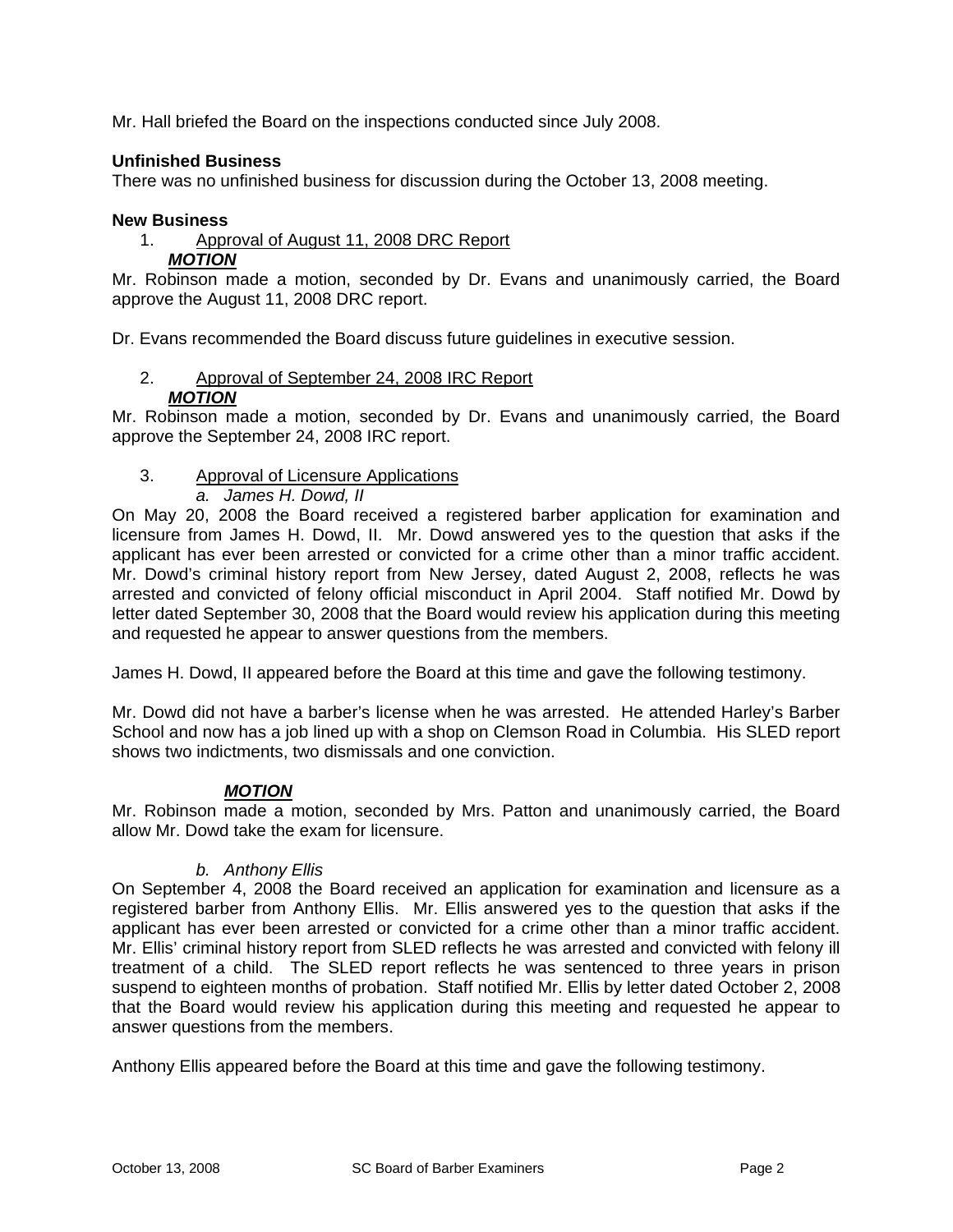Mr. Hall briefed the Board on the inspections conducted since July 2008.

**Unfinished Business**

There was no unfinished business for discussion during the October 13, 2008 meeting.

**New Business**

1. Approval of August 11, 2008 DRC Report

***MOTION***

Mr. Robinson made a motion, seconded by Dr. Evans and unanimously carried, the Board approve the August 11, 2008 DRC report.

Dr. Evans recommended the Board discuss future guidelines in executive session.

2. Approval of September 24, 2008 IRC Report

***MOTION***

Mr. Robinson made a motion, seconded by Dr. Evans and unanimously carried, the Board approve the September 24, 2008 IRC report.

3. Approval of Licensure Applications

*a. James H. Dowd, II*

On May 20, 2008 the Board received a registered barber application for examination and licensure from James H. Dowd, II. Mr. Dowd answered yes to the question that asks if the applicant has ever been arrested or convicted for a crime other than a minor traffic accident. Mr. Dowd's criminal history report from New Jersey, dated August 2, 2008, reflects he was arrested and convicted of felony official misconduct in April 2004. Staff notified Mr. Dowd by letter dated September 30, 2008 that the Board would review his application during this meeting and requested he appear to answer questions from the members.

James H. Dowd, II appeared before the Board at this time and gave the following testimony.

Mr. Dowd did not have a barber's license when he was arrested. He attended Harley's Barber School and now has a job lined up with a shop on Clemson Road in Columbia. His SLED report shows two indictments, two dismissals and one conviction.

***MOTION***

Mr. Robinson made a motion, seconded by Mrs. Patton and unanimously carried, the Board allow Mr. Dowd take the exam for licensure.

*b. Anthony Ellis*

On September 4, 2008 the Board received an application for examination and licensure as a registered barber from Anthony Ellis. Mr. Ellis answered yes to the question that asks if the applicant has ever been arrested or convicted for a crime other than a minor traffic accident. Mr. Ellis' criminal history report from SLED reflects he was arrested and convicted with felony ill treatment of a child. The SLED report reflects he was sentenced to three years in prison suspend to eighteen months of probation. Staff notified Mr. Ellis by letter dated October 2, 2008 that the Board would review his application during this meeting and requested he appear to answer questions from the members.

Anthony Ellis appeared before the Board at this time and gave the following testimony.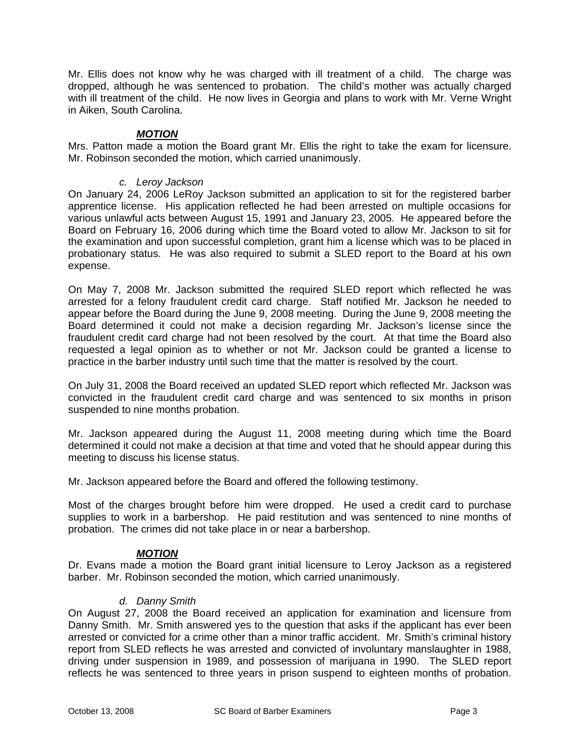Mr. Ellis does not know why he was charged with ill treatment of a child. The charge was dropped, although he was sentenced to probation. The child's mother was actually charged with ill treatment of the child. He now lives in Georgia and plans to work with Mr. Verne Wright in Aiken, South Carolina.

***MOTION***

Mrs. Patton made a motion the Board grant Mr. Ellis the right to take the exam for licensure. Mr. Robinson seconded the motion, which carried unanimously.

*c. Leroy Jackson*

On January 24, 2006 LeRoy Jackson submitted an application to sit for the registered barber apprentice license. His application reflected he had been arrested on multiple occasions for various unlawful acts between August 15, 1991 and January 23, 2005. He appeared before the Board on February 16, 2006 during which time the Board voted to allow Mr. Jackson to sit for the examination and upon successful completion, grant him a license which was to be placed in probationary status. He was also required to submit a SLED report to the Board at his own expense.

On May 7, 2008 Mr. Jackson submitted the required SLED report which reflected he was arrested for a felony fraudulent credit card charge. Staff notified Mr. Jackson he needed to appear before the Board during the June 9, 2008 meeting. During the June 9, 2008 meeting the Board determined it could not make a decision regarding Mr. Jackson's license since the fraudulent credit card charge had not been resolved by the court. At that time the Board also requested a legal opinion as to whether or not Mr. Jackson could be granted a license to practice in the barber industry until such time that the matter is resolved by the court.

On July 31, 2008 the Board received an updated SLED report which reflected Mr. Jackson was convicted in the fraudulent credit card charge and was sentenced to six months in prison suspended to nine months probation.

Mr. Jackson appeared during the August 11, 2008 meeting during which time the Board determined it could not make a decision at that time and voted that he should appear during this meeting to discuss his license status.

Mr. Jackson appeared before the Board and offered the following testimony.

Most of the charges brought before him were dropped. He used a credit card to purchase supplies to work in a barbershop. He paid restitution and was sentenced to nine months of probation. The crimes did not take place in or near a barbershop.

***MOTION***

Dr. Evans made a motion the Board grant initial licensure to Leroy Jackson as a registered barber. Mr. Robinson seconded the motion, which carried unanimously.

*d. Danny Smith*

On August 27, 2008 the Board received an application for examination and licensure from Danny Smith. Mr. Smith answered yes to the question that asks if the applicant has ever been arrested or convicted for a crime other than a minor traffic accident. Mr. Smith's criminal history report from SLED reflects he was arrested and convicted of involuntary manslaughter in 1988, driving under suspension in 1989, and possession of marijuana in 1990. The SLED report reflects he was sentenced to three years in prison suspend to eighteen months of probation.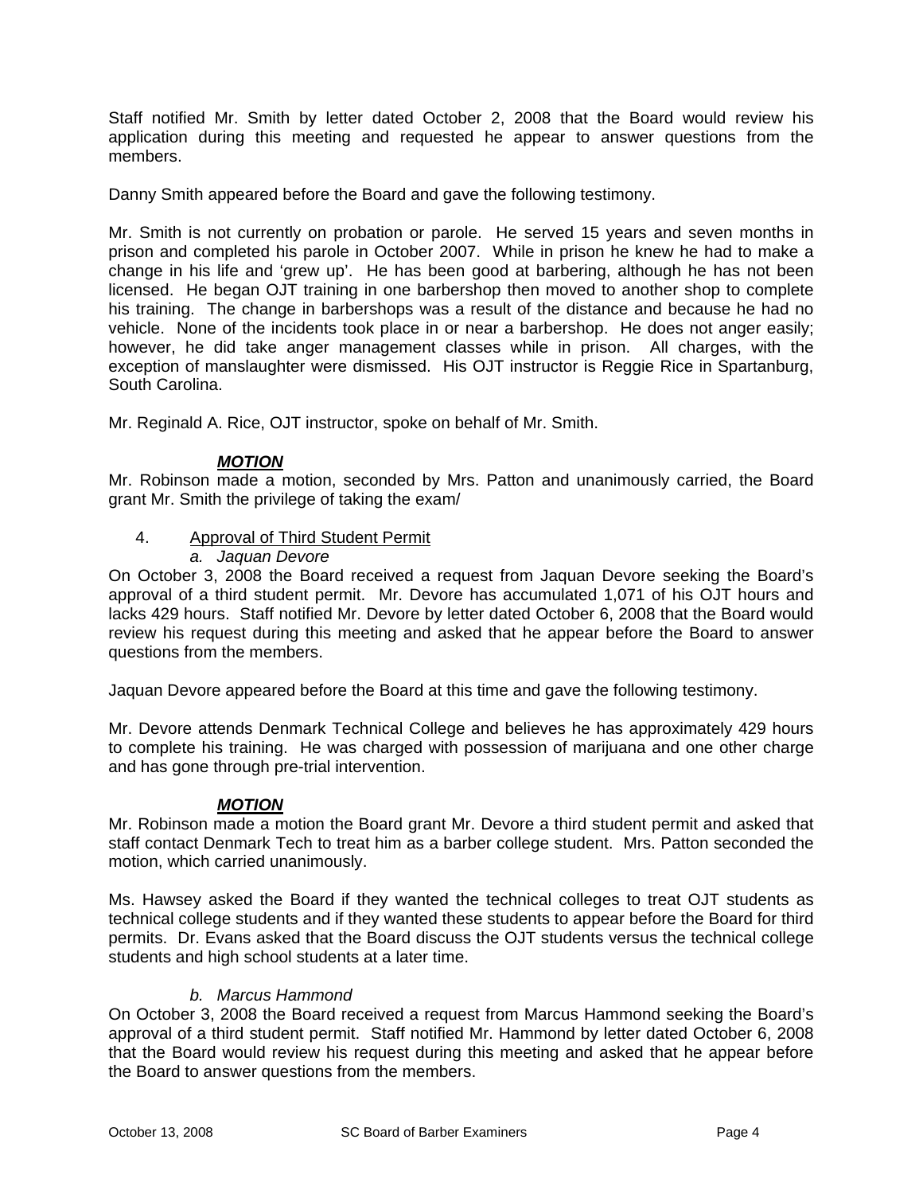Staff notified Mr. Smith by letter dated October 2, 2008 that the Board would review his application during this meeting and requested he appear to answer questions from the members.

Danny Smith appeared before the Board and gave the following testimony.

Mr. Smith is not currently on probation or parole. He served 15 years and seven months in prison and completed his parole in October 2007. While in prison he knew he had to make a change in his life and 'grew up'. He has been good at barbering, although he has not been licensed. He began OJT training in one barbershop then moved to another shop to complete his training. The change in barbershops was a result of the distance and because he had no vehicle. None of the incidents took place in or near a barbershop. He does not anger easily; however, he did take anger management classes while in prison. All charges, with the exception of manslaughter were dismissed. His OJT instructor is Reggie Rice in Spartanburg, South Carolina.

Mr. Reginald A. Rice, OJT instructor, spoke on behalf of Mr. Smith.

***MOTION***

Mr. Robinson made a motion, seconded by Mrs. Patton and unanimously carried, the Board grant Mr. Smith the privilege of taking the exam/

4. Approval of Third Student Permit

*a. Jaquan Devore*

On October 3, 2008 the Board received a request from Jaquan Devore seeking the Board's approval of a third student permit. Mr. Devore has accumulated 1,071 of his OJT hours and lacks 429 hours. Staff notified Mr. Devore by letter dated October 6, 2008 that the Board would review his request during this meeting and asked that he appear before the Board to answer questions from the members.

Jaquan Devore appeared before the Board at this time and gave the following testimony.

Mr. Devore attends Denmark Technical College and believes he has approximately 429 hours to complete his training. He was charged with possession of marijuana and one other charge and has gone through pre-trial intervention.

***MOTION***

Mr. Robinson made a motion the Board grant Mr. Devore a third student permit and asked that staff contact Denmark Tech to treat him as a barber college student. Mrs. Patton seconded the motion, which carried unanimously.

Ms. Hawsey asked the Board if they wanted the technical colleges to treat OJT students as technical college students and if they wanted these students to appear before the Board for third permits. Dr. Evans asked that the Board discuss the OJT students versus the technical college students and high school students at a later time.

*b. Marcus Hammond*

On October 3, 2008 the Board received a request from Marcus Hammond seeking the Board's approval of a third student permit. Staff notified Mr. Hammond by letter dated October 6, 2008 that the Board would review his request during this meeting and asked that he appear before the Board to answer questions from the members.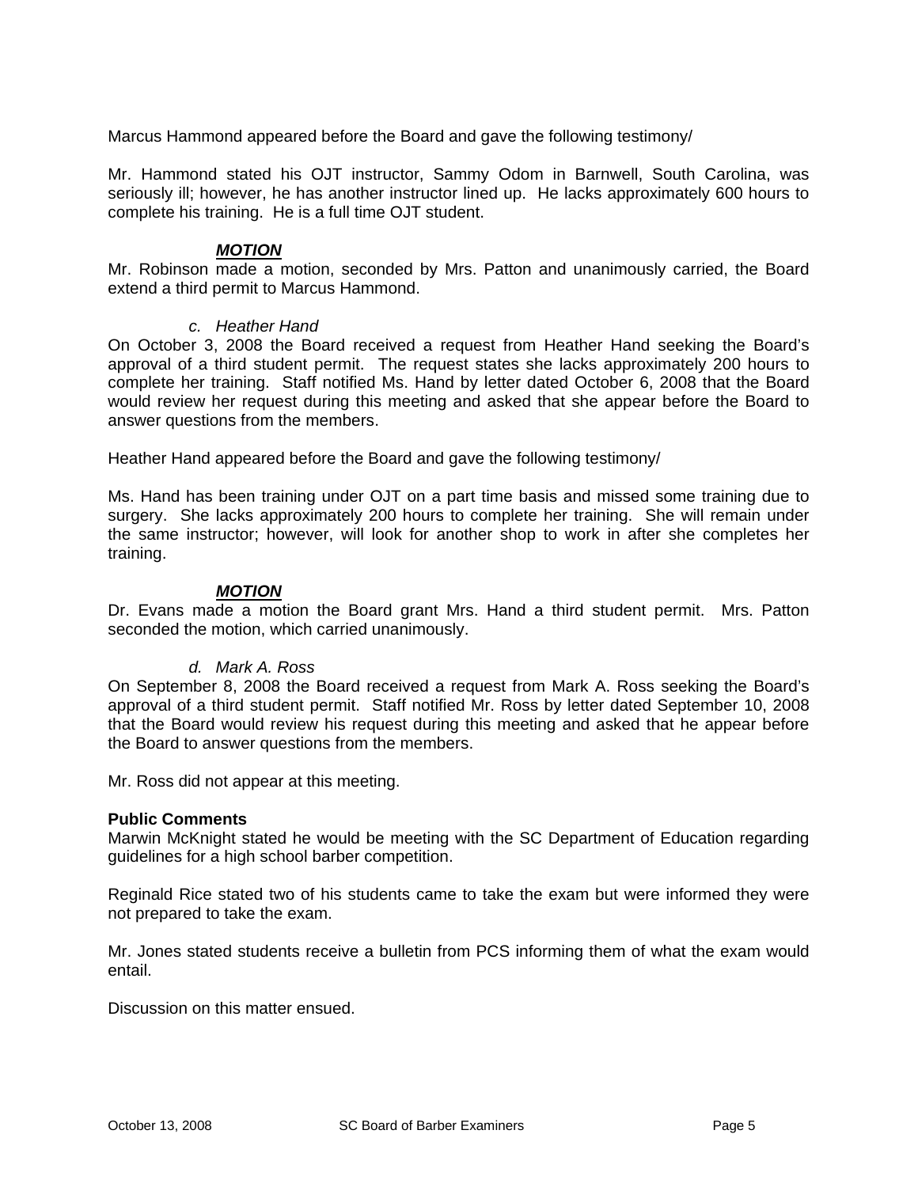Marcus Hammond appeared before the Board and gave the following testimony/

Mr. Hammond stated his OJT instructor, Sammy Odom in Barnwell, South Carolina, was seriously ill; however, he has another instructor lined up. He lacks approximately 600 hours to complete his training. He is a full time OJT student.

***MOTION***

Mr. Robinson made a motion, seconded by Mrs. Patton and unanimously carried, the Board extend a third permit to Marcus Hammond.

*c. Heather Hand*

On October 3, 2008 the Board received a request from Heather Hand seeking the Board's approval of a third student permit. The request states she lacks approximately 200 hours to complete her training. Staff notified Ms. Hand by letter dated October 6, 2008 that the Board would review her request during this meeting and asked that she appear before the Board to answer questions from the members.

Heather Hand appeared before the Board and gave the following testimony/

Ms. Hand has been training under OJT on a part time basis and missed some training due to surgery. She lacks approximately 200 hours to complete her training. She will remain under the same instructor; however, will look for another shop to work in after she completes her training.

***MOTION***

Dr. Evans made a motion the Board grant Mrs. Hand a third student permit. Mrs. Patton seconded the motion, which carried unanimously.

*d. Mark A. Ross*

On September 8, 2008 the Board received a request from Mark A. Ross seeking the Board's approval of a third student permit. Staff notified Mr. Ross by letter dated September 10, 2008 that the Board would review his request during this meeting and asked that he appear before the Board to answer questions from the members.

Mr. Ross did not appear at this meeting.

**Public Comments**

Marwin McKnight stated he would be meeting with the SC Department of Education regarding guidelines for a high school barber competition.

Reginald Rice stated two of his students came to take the exam but were informed they were not prepared to take the exam.

Mr. Jones stated students receive a bulletin from PCS informing them of what the exam would entail.

Discussion on this matter ensued.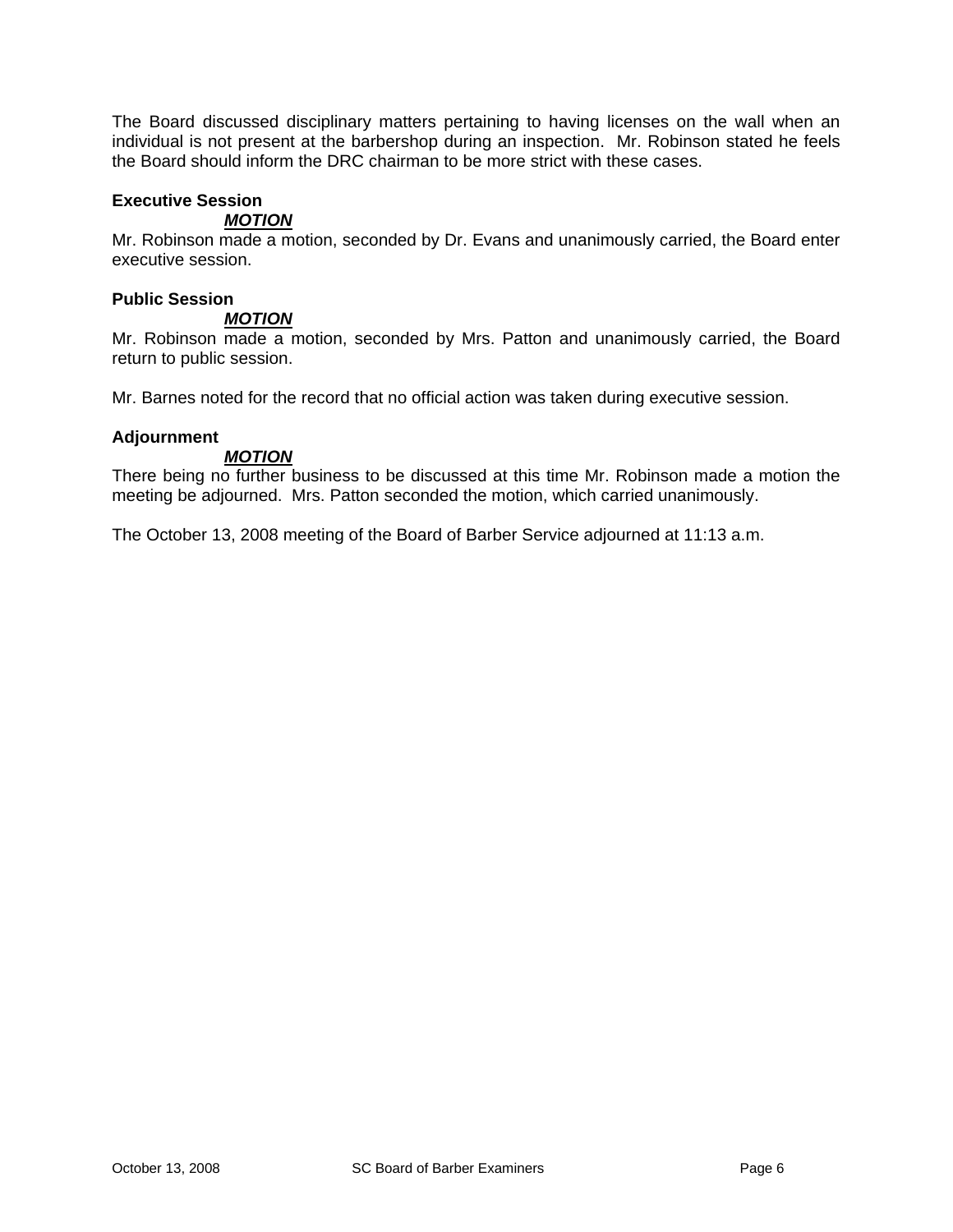The Board discussed disciplinary matters pertaining to having licenses on the wall when an individual is not present at the barbershop during an inspection. Mr. Robinson stated he feels the Board should inform the DRC chairman to be more strict with these cases.

**Executive Session**

***MOTION***

Mr. Robinson made a motion, seconded by Dr. Evans and unanimously carried, the Board enter executive session.

**Public Session**

***MOTION***

Mr. Robinson made a motion, seconded by Mrs. Patton and unanimously carried, the Board return to public session.

Mr. Barnes noted for the record that no official action was taken during executive session.

**Adjournment**

***MOTION***

There being no further business to be discussed at this time Mr. Robinson made a motion the meeting be adjourned. Mrs. Patton seconded the motion, which carried unanimously.

The October 13, 2008 meeting of the Board of Barber Service adjourned at 11:13 a.m.